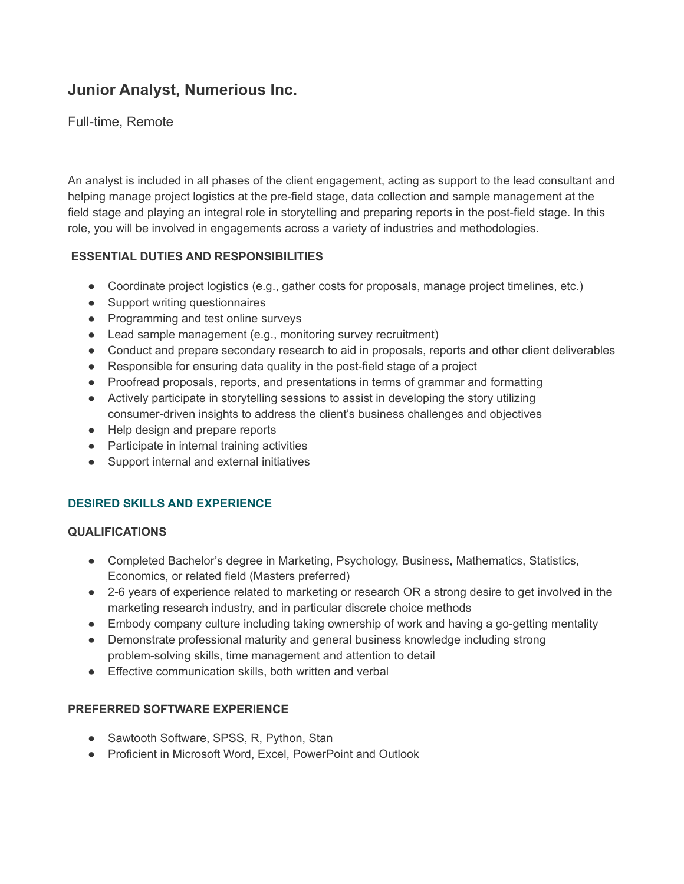# Junior Analyst, Numerious Inc.

Full-time, Remote

An analyst is included in all phases of the client engagement, acting as support to the lead consultant and helping manage project logistics at the pre-field stage, data collection and sample management at the field stage and playing an integral role in storytelling and preparing reports in the post-field stage. In this role, you will be involved in engagements across a variety of industries and methodologies.

### ESSENTIAL DUTIES AND RESPONSIBILITIES

- Coordinate project logistics (e.g., gather costs for proposals, manage project timelines, etc.)
- Support writing questionnaires
- Programming and test online surveys
- Lead sample management (e.g., monitoring survey recruitment)
- Conduct and prepare secondary research to aid in proposals, reports and other client deliverables
- Responsible for ensuring data quality in the post-field stage of a project
- Proofread proposals, reports, and presentations in terms of grammar and formatting
- Actively participate in storytelling sessions to assist in developing the story utilizing consumer-driven insights to address the client's business challenges and objectives
- Help design and prepare reports
- Participate in internal training activities
- Support internal and external initiatives

### DESIRED SKILLS AND EXPERIENCE

#### QUALIFICATIONS

- Completed Bachelor's degree in Marketing, Psychology, Business, Mathematics, Statistics, Economics, or related field (Masters preferred)
- 2-6 years of experience related to marketing or research OR a strong desire to get involved in the marketing research industry, and in particular discrete choice methods
- Embody company culture including taking ownership of work and having a go-getting mentality
- Demonstrate professional maturity and general business knowledge including strong problem-solving skills, time management and attention to detail
- Effective communication skills, both written and verbal

#### PREFERRED SOFTWARE EXPERIENCE

- Sawtooth Software, SPSS, R, Python, Stan
- Proficient in Microsoft Word, Excel, PowerPoint and Outlook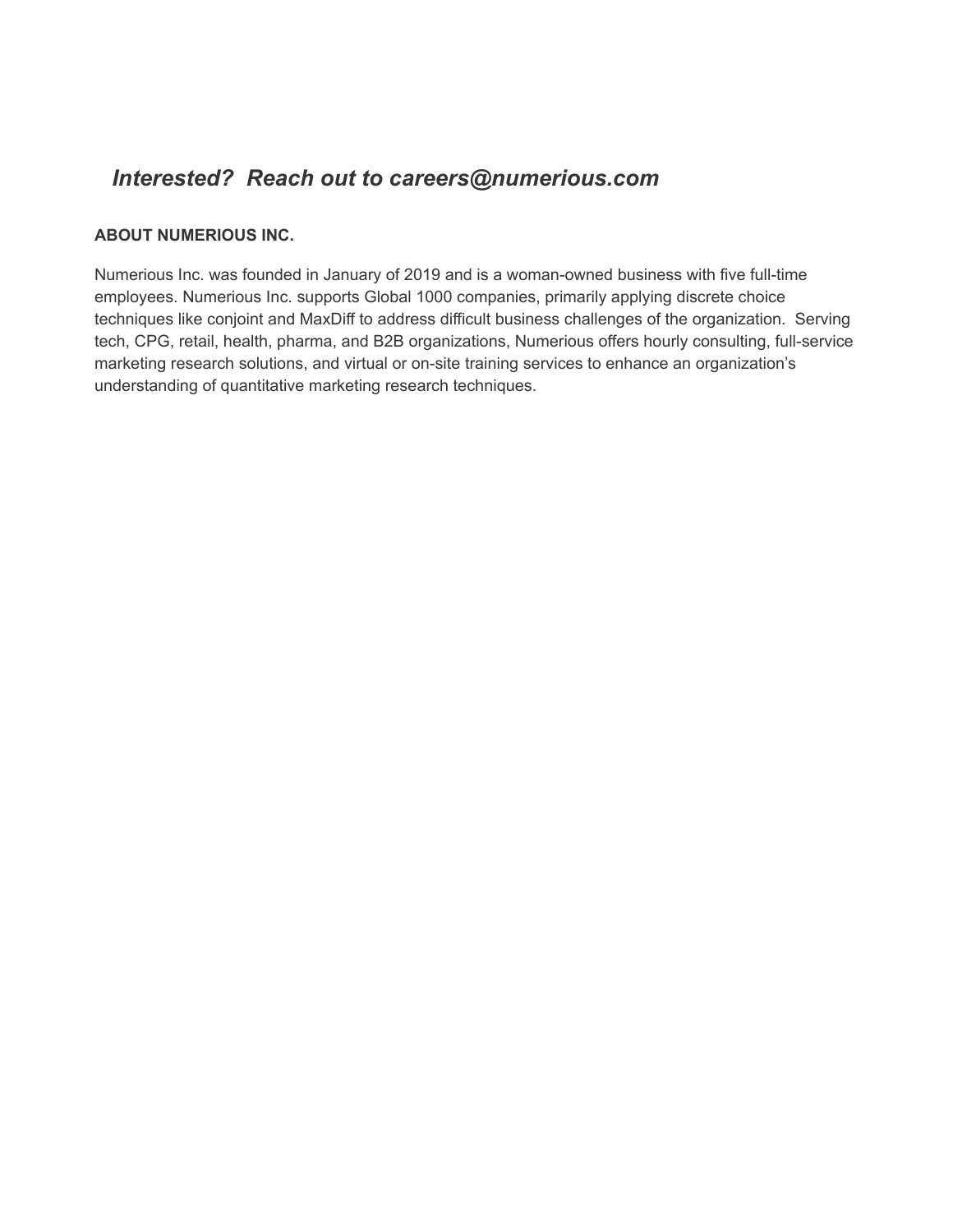## *Interested? Reach out to careers@numerious.com*

**ABOUT NUMERIOUS INC.**

Numerious Inc. was founded in January of 2019 and is a woman-owned business with five full-time employees. Numerious Inc. supports Global 1000 companies, primarily applying discrete choice techniques like conjoint and MaxDiff to address difficult business challenges of the organization. Serving tech, CPG, retail, health, pharma, and B2B organizations, Numerious offers hourly consulting, full-service marketing research solutions, and virtual or on-site training services to enhance an organization's understanding of quantitative marketing research techniques.